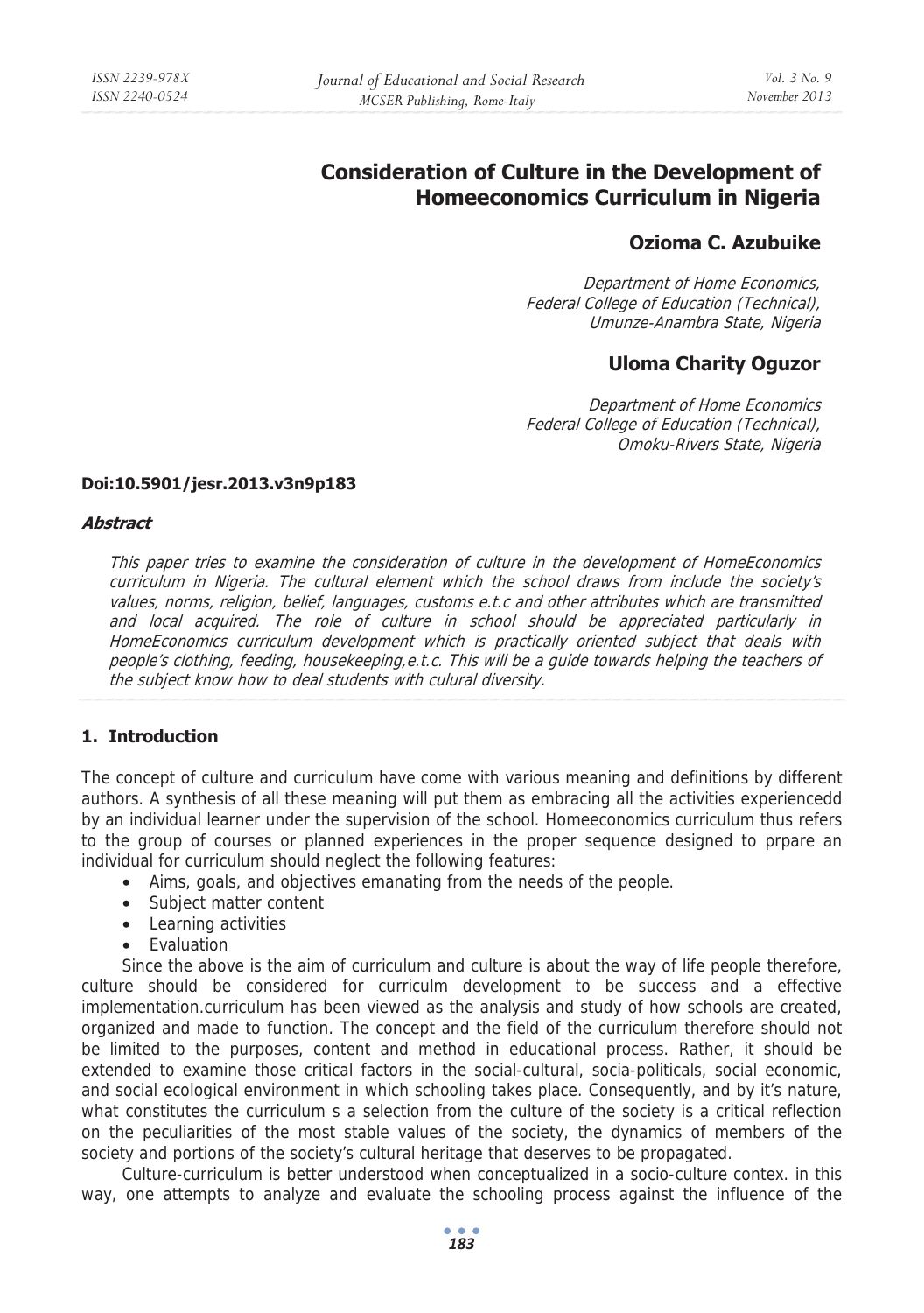# Consideration of Culture in the Development of Homeeconomics Curriculum in Nigeria

## Ozioma C. Azubuike

*Department of Home Economics,*
*Federal College of Education (Technical),*
*Umunze-Anambra State, Nigeria*

## Uloma Charity Oguzor

*Department of Home Economics*
*Federal College of Education (Technical),*
*Omoku-Rivers State, Nigeria*

**Doi:10.5901/jesr.2013.v3n9p183**

***Abstract***

*This paper tries to examine the consideration of culture in the development of HomeEconomics curriculum in Nigeria. The cultural element which the school draws from include the society's values, norms, religion, belief, languages, customs e.t.c and other attributes which are transmitted and local acquired. The role of culture in school should be appreciated particularly in HomeEconomics curriculum development which is practically oriented subject that deals with people's clothing, feeding, housekeeping,e.t.c. This will be a guide towards helping the teachers of the subject know how to deal students with cultural diversity.*

## 1. Introduction

The concept of culture and curriculum have come with various meaning and definitions by different authors. A synthesis of all these meaning will put them as embracing all the activities experiencedd by an individual learner under the supervision of the school. Homeeconomics curriculum thus refers to the group of courses or planned experiences in the proper sequence designed to prpare an individual for curriculum should neglect the following features:

- Aims, goals, and objectives emanating from the needs of the people.
- Subject matter content
- Learning activities
- Evaluation

Since the above is the aim of curriculum and culture is about the way of life people therefore, culture should be considered for curriculm development to be success and a effective implementation.curriculum has been viewed as the analysis and study of how schools are created, organized and made to function. The concept and the field of the curriculum therefore should not be limited to the purposes, content and method in educational process. Rather, it should be extended to examine those critical factors in the social-cultural, socia-politicals, social economic, and social ecological environment in which schooling takes place. Consequently, and by it's nature, what constitutes the curriculum s a selection from the culture of the society is a critical reflection on the peculiarities of the most stable values of the society, the dynamics of members of the society and portions of the society's cultural heritage that deserves to be propagated.

Culture-curriculum is better understood when conceptualized in a socio-culture contex. in this way, one attempts to analyze and evaluate the schooling process against the influence of the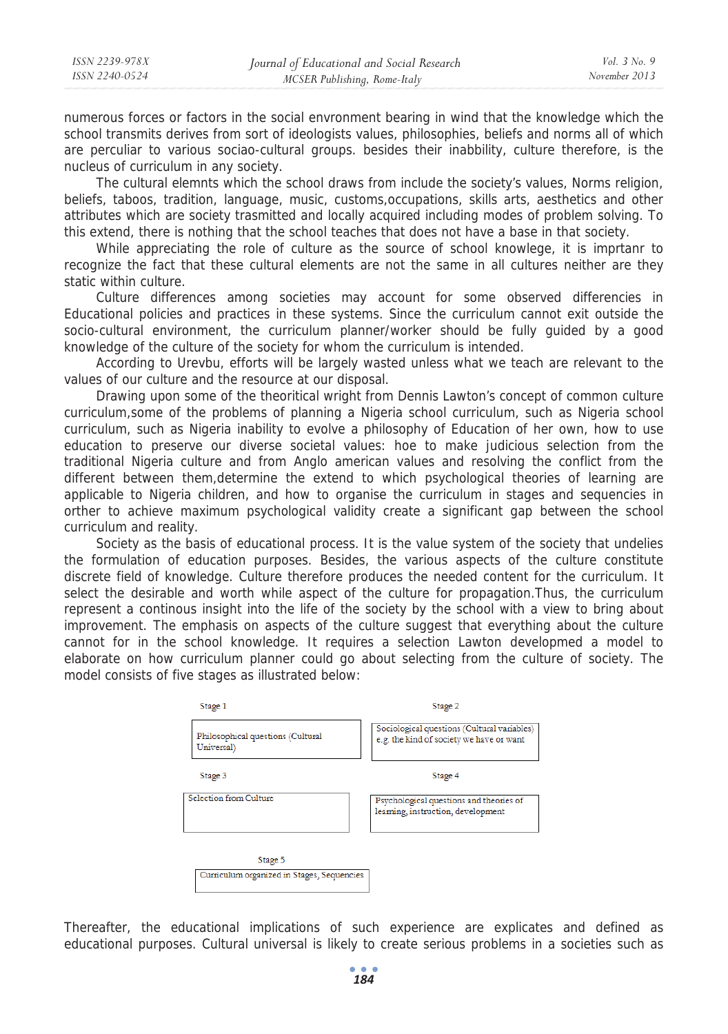numerous forces or factors in the social envronment bearing in wind that the knowledge which the school transmits derives from sort of ideologists values, philosophies, beliefs and norms all of which are perculiar to various sociao-cultural groups. besides their inabbility, culture therefore, is the nucleus of curriculum in any society.

The cultural elemnts which the school draws from include the society's values, Norms religion, beliefs, taboos, tradition, language, music, customs,occupations, skills arts, aesthetics and other attributes which are society trasmitted and locally acquired including modes of problem solving. To this extend, there is nothing that the school teaches that does not have a base in that society.

While appreciating the role of culture as the source of school knowlege, it is imprtanr to recognize the fact that these cultural elements are not the same in all cultures neither are they static within culture.

Culture differences among societies may account for some observed differencies in Educational policies and practices in these systems. Since the curriculum cannot exit outside the socio-cultural environment, the curriculum planner/worker should be fully guided by a good knowledge of the culture of the society for whom the curriculum is intended.

According to Urevbu, efforts will be largely wasted unless what we teach are relevant to the values of our culture and the resource at our disposal.

Drawing upon some of the theoritical wright from Dennis Lawton's concept of common culture curriculum,some of the problems of planning a Nigeria school curriculum, such as Nigeria school curriculum, such as Nigeria inability to evolve a philosophy of Education of her own, how to use education to preserve our diverse societal values: hoe to make judicious selection from the traditional Nigeria culture and from Anglo american values and resolving the conflict from the different between them,determine the extend to which psychological theories of learning are applicable to Nigeria children, and how to organise the curriculum in stages and sequencies in orther to achieve maximum psychological validity create a significant gap between the school curriculum and reality.

Society as the basis of educational process. It is the value system of the society that undelies the formulation of education purposes. Besides, the various aspects of the culture constitute discrete field of knowledge. Culture therefore produces the needed content for the curriculum. It select the desirable and worth while aspect of the culture for propagation.Thus, the curriculum represent a continous insight into the life of the society by the school with a view to bring about improvement. The emphasis on aspects of the culture suggest that everything about the culture cannot for in the school knowledge. It requires a selection Lawton developmed a model to elaborate on how curriculum planner could go about selecting from the culture of society. The model consists of five stages as illustrated below:

Stage 1
Philosophical questions (Cultural Universal)

Stage 2
Sociological questions (Cultural variables) e.g. the kind of society we have or want

Stage 3
Selection from Culture

Stage 4
Psychological questions and theories of learning, instruction, development

Stage 5
Curriculum organized in Stages, Sequencies

Thereafter, the educational implications of such experience are explicates and defined as educational purposes. Cultural universal is likely to create serious problems in a societies such as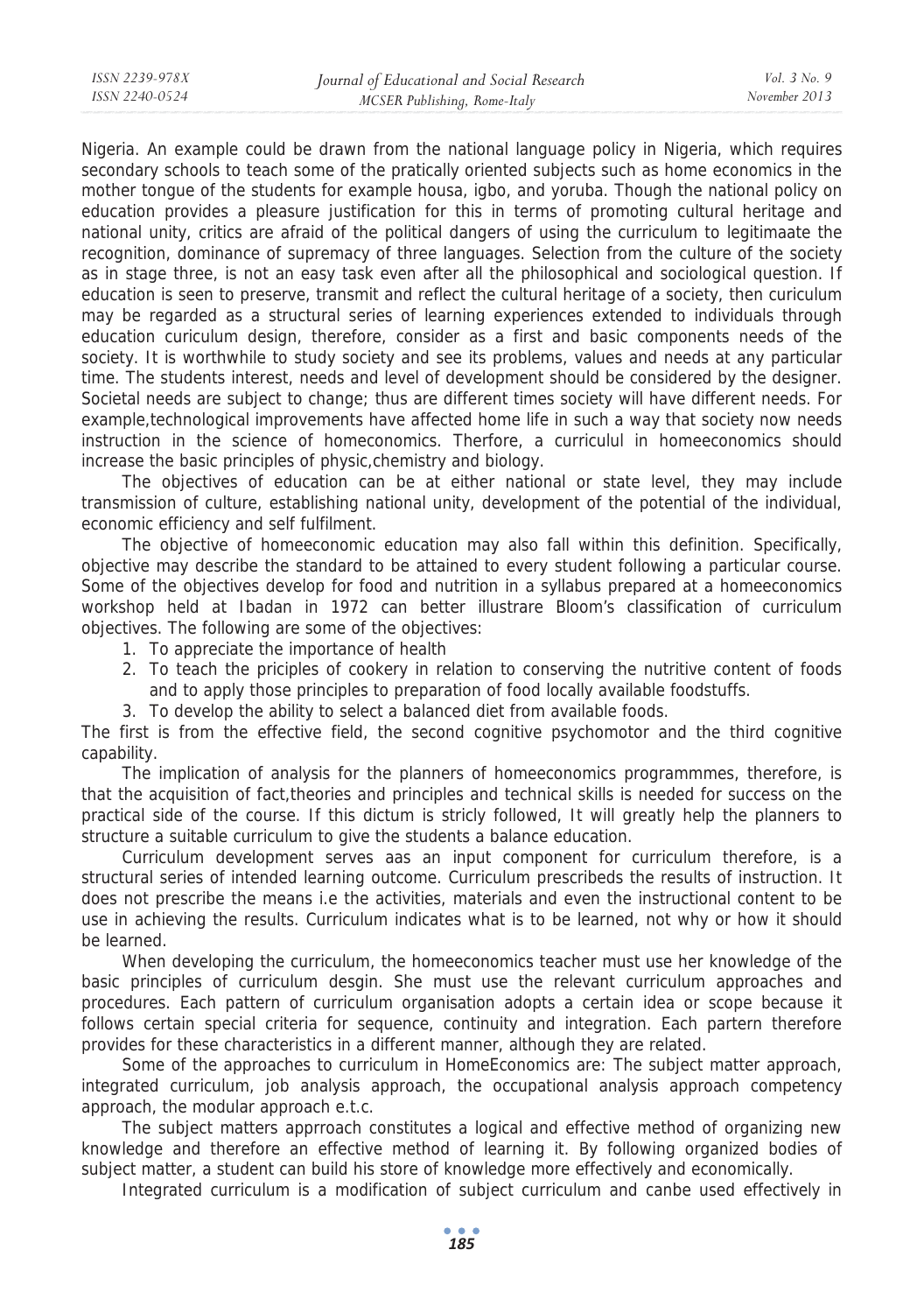Nigeria. An example could be drawn from the national language policy in Nigeria, which requires secondary schools to teach some of the pratically oriented subjects such as home economics in the mother tongue of the students for example housa, igbo, and yoruba. Though the national policy on education provides a pleasure justification for this in terms of promoting cultural heritage and national unity, critics are afraid of the political dangers of using the curriculum to legitimaate the recognition, dominance of supremacy of three languages. Selection from the culture of the society as in stage three, is not an easy task even after all the philosophical and sociological question. If education is seen to preserve, transmit and reflect the cultural heritage of a society, then curiculum may be regarded as a structural series of learning experiences extended to individuals through education curiculum design, therefore, consider as a first and basic components needs of the society. It is worthwhile to study society and see its problems, values and needs at any particular time. The students interest, needs and level of development should be considered by the designer. Societal needs are subject to change; thus are different times society will have different needs. For example,technological improvements have affected home life in such a way that society now needs instruction in the science of homeconomics. Therfore, a curriculul in homeeconomics should increase the basic principles of physic,chemistry and biology.

The objectives of education can be at either national or state level, they may include transmission of culture, establishing national unity, development of the potential of the individual, economic efficiency and self fulfilment.

The objective of homeeconomic education may also fall within this definition. Specifically, objective may describe the standard to be attained to every student following a particular course. Some of the objectives develop for food and nutrition in a syllabus prepared at a homeeconomics workshop held at Ibadan in 1972 can better illustrare Bloom's classification of curriculum objectives. The following are some of the objectives:

1. To appreciate the importance of health
2. To teach the priciples of cookery in relation to conserving the nutritive content of foods and to apply those principles to preparation of food locally available foodstuffs.
3. To develop the ability to select a balanced diet from available foods.

The first is from the effective field, the second cognitive psychomotor and the third cognitive capability.

The implication of analysis for the planners of homeeconomics programmmes, therefore, is that the acquisition of fact,theories and principles and technical skills is needed for success on the practical side of the course. If this dictum is stricly followed, It will greatly help the planners to structure a suitable curriculum to give the students a balance education.

Curriculum development serves aas an input component for curriculum therefore, is a structural series of intended learning outcome. Curriculum prescribeds the results of instruction. It does not prescribe the means i.e the activities, materials and even the instructional content to be use in achieving the results. Curriculum indicates what is to be learned, not why or how it should be learned.

When developing the curriculum, the homeeconomics teacher must use her knowledge of the basic principles of curriculum desgin. She must use the relevant curriculum approaches and procedures. Each pattern of curriculum organisation adopts a certain idea or scope because it follows certain special criteria for sequence, continuity and integration. Each partern therefore provides for these characteristics in a different manner, although they are related.

Some of the approaches to curriculum in HomeEconomics are: The subject matter approach, integrated curriculum, job analysis approach, the occupational analysis approach competency approach, the modular approach e.t.c.

The subject matters apprroach constitutes a logical and effective method of organizing new knowledge and therefore an effective method of learning it. By following organized bodies of subject matter, a student can build his store of knowledge more effectively and economically.

Integrated curriculum is a modification of subject curriculum and canbe used effectively in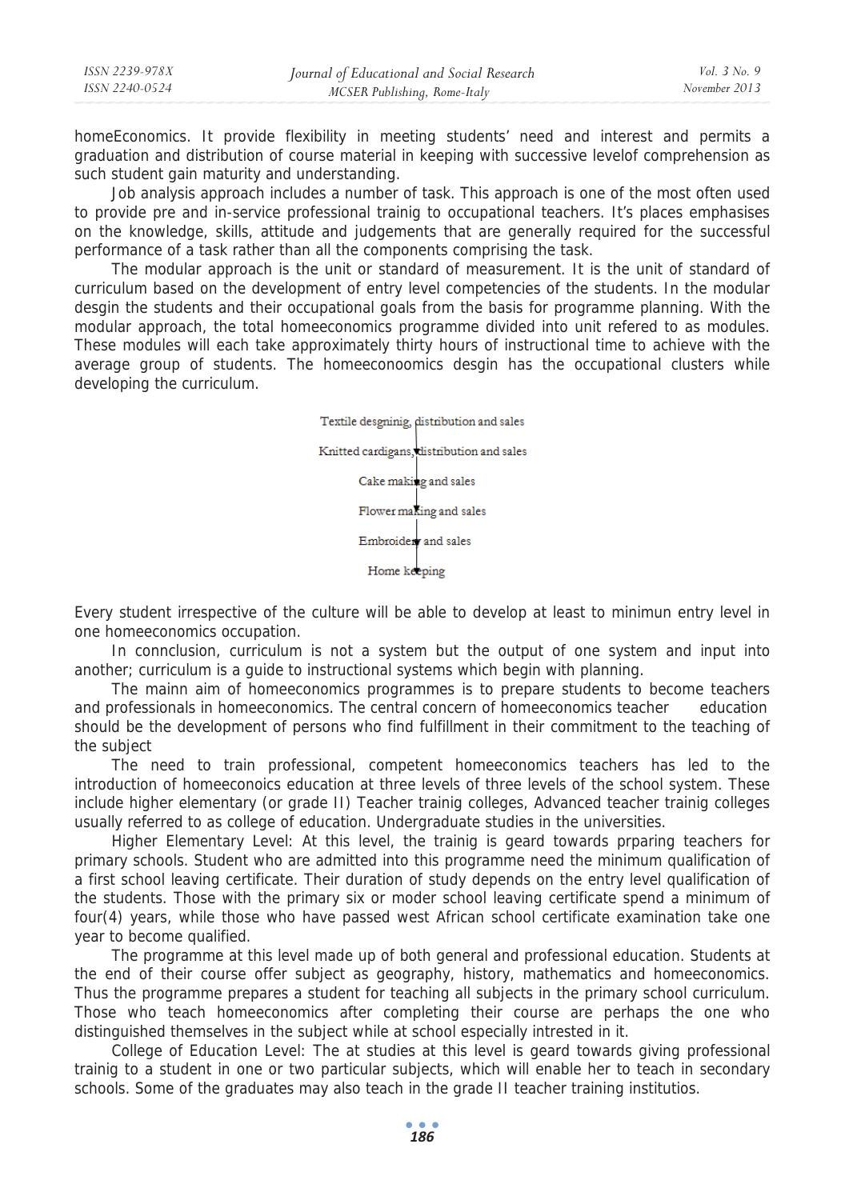homeEconomics. It provide flexibility in meeting students' need and interest and permits a graduation and distribution of course material in keeping with successive levelof comprehension as such student gain maturity and understanding.

Job analysis approach includes a number of task. This approach is one of the most often used to provide pre and in-service professional trainig to occupational teachers. It's places emphasises on the knowledge, skills, attitude and judgements that are generally required for the successful performance of a task rather than all the components comprising the task.

The modular approach is the unit or standard of measurement. It is the unit of standard of curriculum based on the development of entry level competencies of the students. In the modular desgin the students and their occupational goals from the basis for programme planning. With the modular approach, the total homeeconomics programme divided into unit refered to as modules. These modules will each take approximately thirty hours of instructional time to achieve with the average group of students. The homeeconoomics desgin has the occupational clusters while developing the curriculum.

Textile desgninig, distribution and sales
↓
Knitted cardigans, distribution and sales
↓
Cake making and sales
↓
Flower making and sales
↓
Embroidery and sales
↓
Home keeping

Every student irrespective of the culture will be able to develop at least to minimun entry level in one homeeconomics occupation.

In connclusion, curriculum is not a system but the output of one system and input into another; curriculum is a guide to instructional systems which begin with planning.

The mainn aim of homeeconomics programmes is to prepare students to become teachers and professionals in homeeconomics. The central concern of homeeconomics teacher education should be the development of persons who find fulfillment in their commitment to the teaching of the subject

The need to train professional, competent homeeconomics teachers has led to the introduction of homeeconoics education at three levels of three levels of the school system. These include higher elementary (or grade II) Teacher trainig colleges, Advanced teacher trainig colleges usually referred to as college of education. Undergraduate studies in the universities.

Higher Elementary Level: At this level, the trainig is geard towards prparing teachers for primary schools. Student who are admitted into this programme need the minimum qualification of a first school leaving certificate. Their duration of study depends on the entry level qualification of the students. Those with the primary six or moder school leaving certificate spend a minimum of four(4) years, while those who have passed west African school certificate examination take one year to become qualified.

The programme at this level made up of both general and professional education. Students at the end of their course offer subject as geography, history, mathematics and homeeconomics. Thus the programme prepares a student for teaching all subjects in the primary school curriculum. Those who teach homeeconomics after completing their course are perhaps the one who distinguished themselves in the subject while at school especially intrested in it.

College of Education Level: The at studies at this level is geard towards giving professional trainig to a student in one or two particular subjects, which will enable her to teach in secondary schools. Some of the graduates may also teach in the grade II teacher training institutios.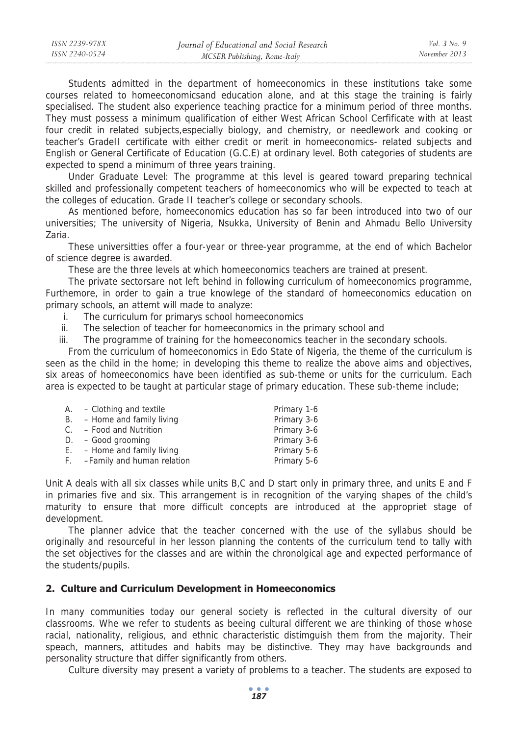Students admitted in the department of homeeconomics in these institutions take some courses related to homeeconomicsand education alone, and at this stage the training is fairly specialised. The student also experience teaching practice for a minimum period of three months. They must possess a minimum qualification of either West African School Cerfificate with at least four credit in related subjects,especially biology, and chemistry, or needlework and cooking or teacher's GradeII certificate with either credit or merit in homeeconomics- related subjects and English or General Certificate of Education (G.C.E) at ordinary level. Both categories of students are expected to spend a minimum of three years training.

Under Graduate Level: The programme at this level is geared toward preparing technical skilled and professionally competent teachers of homeeconomics who will be expected to teach at the colleges of education. Grade II teacher's college or secondary schools.

As mentioned before, homeeconomics education has so far been introduced into two of our universities; The university of Nigeria, Nsukka, University of Benin and Ahmadu Bello University Zaria.

These universitties offer a four-year or three-year programme, at the end of which Bachelor of science degree is awarded.

These are the three levels at which homeeconomics teachers are trained at present.

The private sectorsare not left behind in following curriculum of homeeconomics programme, Furthemore, in order to gain a true knowlege of the standard of homeeconomics education on primary schools, an attemt will made to analyze:

i. The curriculum for primarys school homeeconomics
ii. The selection of teacher for homeeconomics in the primary school and
iii. The programme of training for the homeeconomics teacher in the secondary schools.

From the curriculum of homeeconomics in Edo State of Nigeria, the theme of the curriculum is seen as the child in the home; in developing this theme to realize the above aims and objectives, six areas of homeeconomics have been identified as sub-theme or units for the curriculum. Each area is expected to be taught at particular stage of primary education. These sub-theme include;

| | | |
|---|---|---|
| A. | – Clothing and textile | Primary 1-6 |
| B. | – Home and family living | Primary 3-6 |
| C. | – Food and Nutrition | Primary 3-6 |
| D. | – Good grooming | Primary 3-6 |
| E. | – Home and family living | Primary 5-6 |
| F. | –Family and human relation | Primary 5-6 |

Unit A deals with all six classes while units B,C and D start only in primary three, and units E and F in primaries five and six. This arrangement is in recognition of the varying shapes of the child's maturity to ensure that more difficult concepts are introduced at the appropriet stage of development.

The planner advice that the teacher concerned with the use of the syllabus should be originally and resourceful in her lesson planning the contents of the curriculum tend to tally with the set objectives for the classes and are within the chronolgical age and expected performance of the students/pupils.

## 2. Culture and Curriculum Development in Homeeconomics

In many communities today our general society is reflected in the cultural diversity of our classrooms. Whe we refer to students as beeing cultural different we are thinking of those whose racial, nationality, religious, and ethnic characteristic distimguish them from the majority. Their speach, manners, attitudes and habits may be distinctive. They may have backgrounds and personality structure that differ significantly from others.

Culture diversity may present a variety of problems to a teacher. The students are exposed to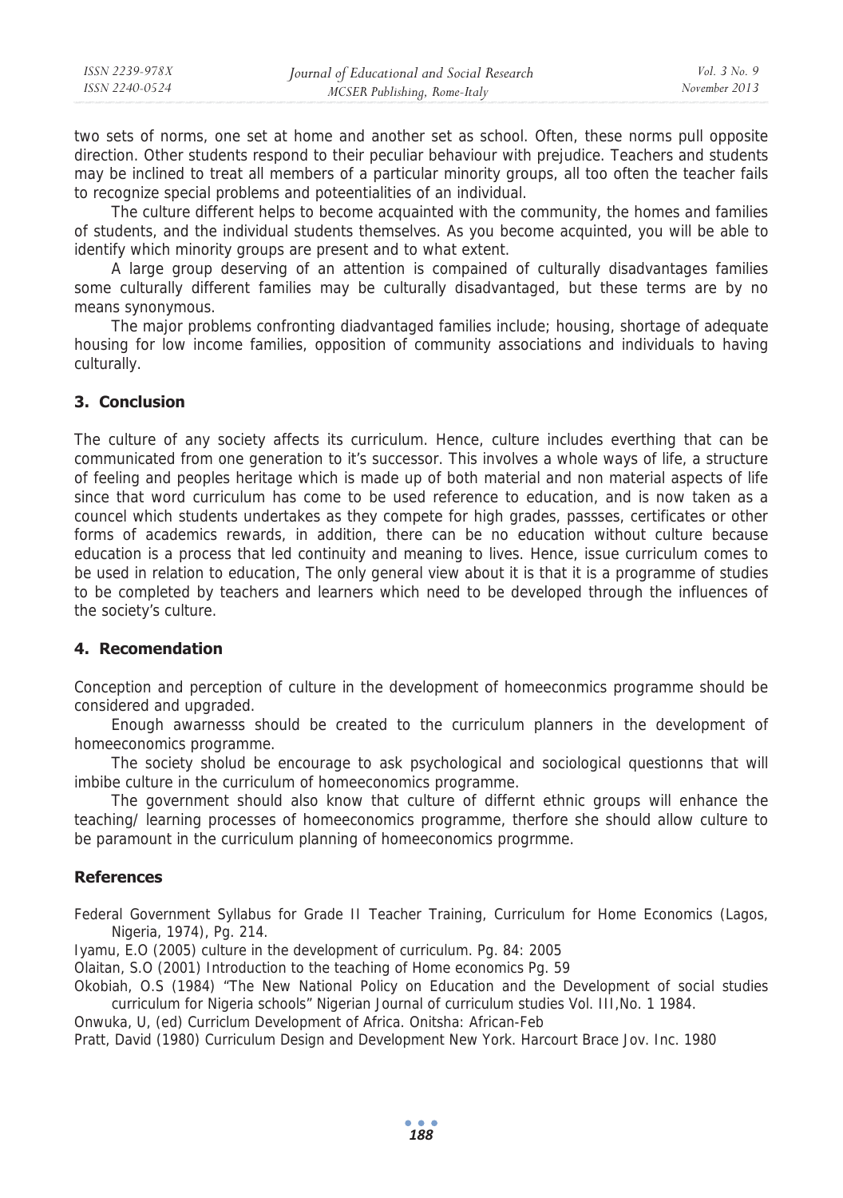two sets of norms, one set at home and another set as school. Often, these norms pull opposite direction. Other students respond to their peculiar behaviour with prejudice. Teachers and students may be inclined to treat all members of a particular minority groups, all too often the teacher fails to recognize special problems and poteentialities of an individual.

The culture different helps to become acquainted with the community, the homes and families of students, and the individual students themselves. As you become acquinted, you will be able to identify which minority groups are present and to what extent.

A large group deserving of an attention is compained of culturally disadvantages families some culturally different families may be culturally disadvantaged, but these terms are by no means synonymous.

The major problems confronting diadvantaged families include; housing, shortage of adequate housing for low income families, opposition of community associations and individuals to having culturally.

## 3. Conclusion

The culture of any society affects its curriculum. Hence, culture includes everthing that can be communicated from one generation to it's successor. This involves a whole ways of life, a structure of feeling and peoples heritage which is made up of both material and non material aspects of life since that word curriculum has come to be used reference to education, and is now taken as a councel which students undertakes as they compete for high grades, passses, certificates or other forms of academics rewards, in addition, there can be no education without culture because education is a process that led continuity and meaning to lives. Hence, issue curriculum comes to be used in relation to education, The only general view about it is that it is a programme of studies to be completed by teachers and learners which need to be developed through the influences of the society's culture.

## 4. Recomendation

Conception and perception of culture in the development of homeeconmics programme should be considered and upgraded.

Enough awarnesss should be created to the curriculum planners in the development of homeeconomics programme.

The society sholud be encourage to ask psychological and sociological questionns that will imbibe culture in the curriculum of homeeconomics programme.

The government should also know that culture of differnt ethnic groups will enhance the teaching/ learning processes of homeeconomics programme, therfore she should allow culture to be paramount in the curriculum planning of homeeconomics progrmme.

## References

Federal Government Syllabus for Grade II Teacher Training, Curriculum for Home Economics (Lagos, Nigeria, 1974), Pg. 214.

Iyamu, E.O (2005) culture in the development of curriculum. Pg. 84: 2005

Olaitan, S.O (2001) Introduction to the teaching of Home economics Pg. 59

Okobiah, O.S (1984) "The New National Policy on Education and the Development of social studies curriculum for Nigeria schools" Nigerian Journal of curriculum studies Vol. III, No. 1 1984.

Onwuka, U, (ed) Curriclum Development of Africa. Onitsha: African-Feb

Pratt, David (1980) Curriculum Design and Development New York. Harcourt Brace Jov. Inc. 1980